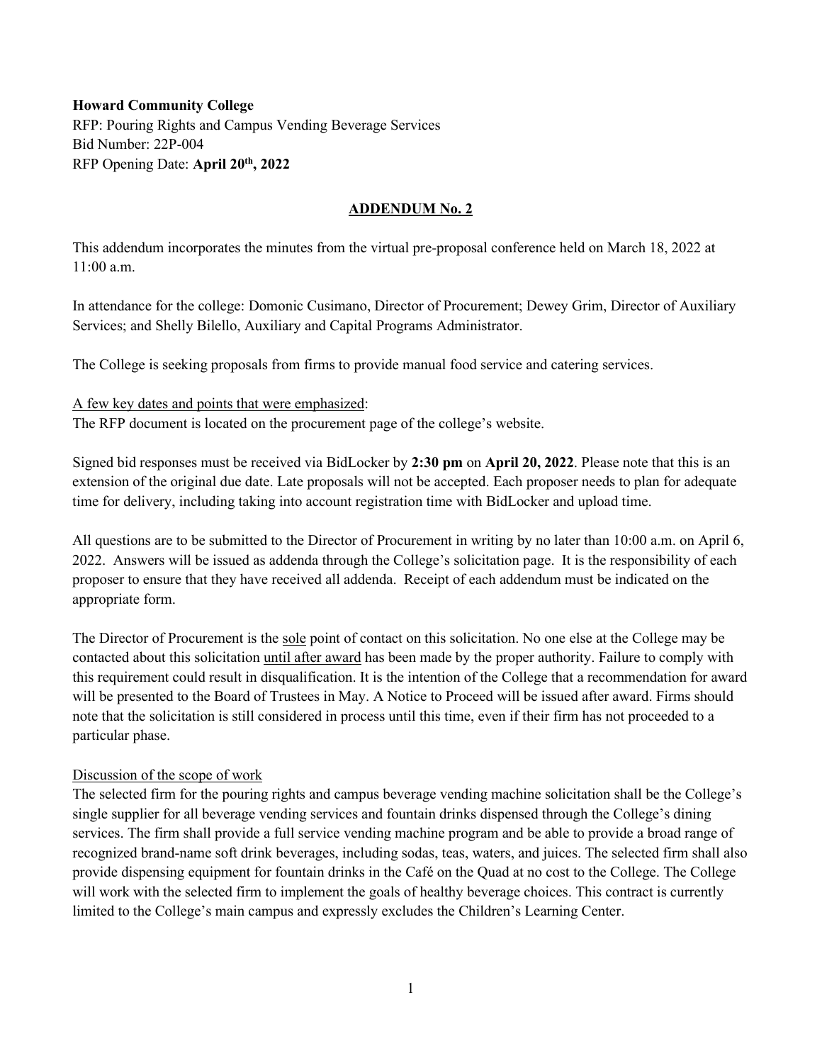**Howard Community College**
RFP: Pouring Rights and Campus Vending Beverage Services
Bid Number: 22P-004
RFP Opening Date: **April 20th, 2022**

## ADDENDUM No. 2

This addendum incorporates the minutes from the virtual pre-proposal conference held on March 18, 2022 at 11:00 a.m.

In attendance for the college: Domonic Cusimano, Director of Procurement; Dewey Grim, Director of Auxiliary Services; and Shelly Bilello, Auxiliary and Capital Programs Administrator.

The College is seeking proposals from firms to provide manual food service and catering services.

<u>A few key dates and points that were emphasized</u>:
The RFP document is located on the procurement page of the college's website.

Signed bid responses must be received via BidLocker by **2:30 pm** on **April 20, 2022**. Please note that this is an extension of the original due date. Late proposals will not be accepted. Each proposer needs to plan for adequate time for delivery, including taking into account registration time with BidLocker and upload time.

All questions are to be submitted to the Director of Procurement in writing by no later than 10:00 a.m. on April 6, 2022. Answers will be issued as addenda through the College's solicitation page. It is the responsibility of each proposer to ensure that they have received all addenda. Receipt of each addendum must be indicated on the appropriate form.

The Director of Procurement is the <u>sole</u> point of contact on this solicitation. No one else at the College may be contacted about this solicitation <u>until after award</u> has been made by the proper authority. Failure to comply with this requirement could result in disqualification. It is the intention of the College that a recommendation for award will be presented to the Board of Trustees in May. A Notice to Proceed will be issued after award. Firms should note that the solicitation is still considered in process until this time, even if their firm has not proceeded to a particular phase.

<u>Discussion of the scope of work</u>
The selected firm for the pouring rights and campus beverage vending machine solicitation shall be the College's single supplier for all beverage vending services and fountain drinks dispensed through the College's dining services. The firm shall provide a full service vending machine program and be able to provide a broad range of recognized brand-name soft drink beverages, including sodas, teas, waters, and juices. The selected firm shall also provide dispensing equipment for fountain drinks in the Café on the Quad at no cost to the College. The College will work with the selected firm to implement the goals of healthy beverage choices. This contract is currently limited to the College's main campus and expressly excludes the Children's Learning Center.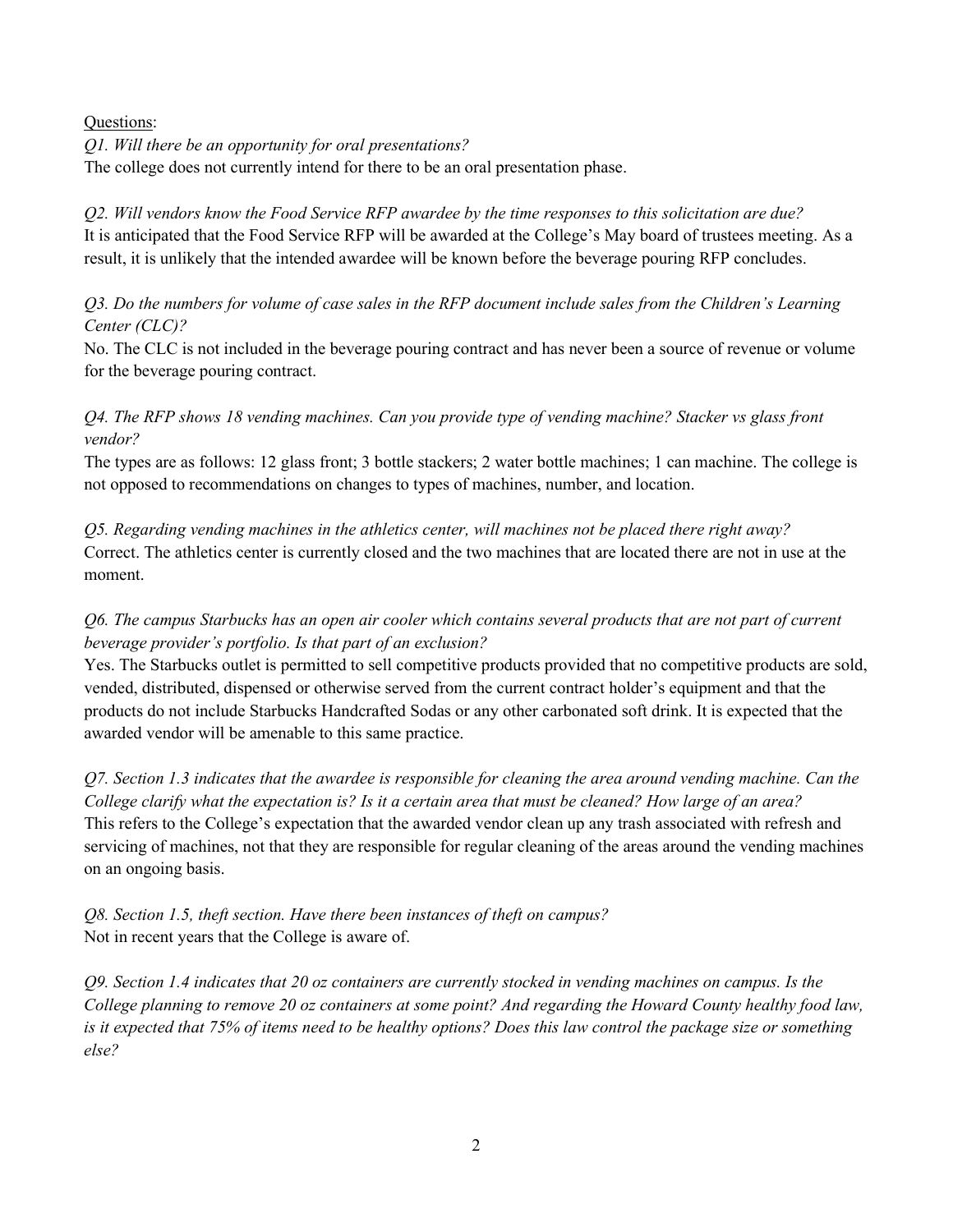<u>Questions</u>:

*Q1. Will there be an opportunity for oral presentations?*

The college does not currently intend for there to be an oral presentation phase.

*Q2. Will vendors know the Food Service RFP awardee by the time responses to this solicitation are due?*

It is anticipated that the Food Service RFP will be awarded at the College's May board of trustees meeting. As a result, it is unlikely that the intended awardee will be known before the beverage pouring RFP concludes.

*Q3. Do the numbers for volume of case sales in the RFP document include sales from the Children's Learning Center (CLC)?*

No. The CLC is not included in the beverage pouring contract and has never been a source of revenue or volume for the beverage pouring contract.

*Q4. The RFP shows 18 vending machines. Can you provide type of vending machine? Stacker vs glass front vendor?*

The types are as follows: 12 glass front; 3 bottle stackers; 2 water bottle machines; 1 can machine. The college is not opposed to recommendations on changes to types of machines, number, and location.

*Q5. Regarding vending machines in the athletics center, will machines not be placed there right away?*

Correct. The athletics center is currently closed and the two machines that are located there are not in use at the moment.

*Q6. The campus Starbucks has an open air cooler which contains several products that are not part of current beverage provider's portfolio. Is that part of an exclusion?*

Yes. The Starbucks outlet is permitted to sell competitive products provided that no competitive products are sold, vended, distributed, dispensed or otherwise served from the current contract holder's equipment and that the products do not include Starbucks Handcrafted Sodas or any other carbonated soft drink. It is expected that the awarded vendor will be amenable to this same practice.

*Q7. Section 1.3 indicates that the awardee is responsible for cleaning the area around vending machine. Can the College clarify what the expectation is? Is it a certain area that must be cleaned? How large of an area?*

This refers to the College's expectation that the awarded vendor clean up any trash associated with refresh and servicing of machines, not that they are responsible for regular cleaning of the areas around the vending machines on an ongoing basis.

*Q8. Section 1.5, theft section. Have there been instances of theft on campus?*

Not in recent years that the College is aware of.

*Q9. Section 1.4 indicates that 20 oz containers are currently stocked in vending machines on campus. Is the College planning to remove 20 oz containers at some point? And regarding the Howard County healthy food law, is it expected that 75% of items need to be healthy options? Does this law control the package size or something else?*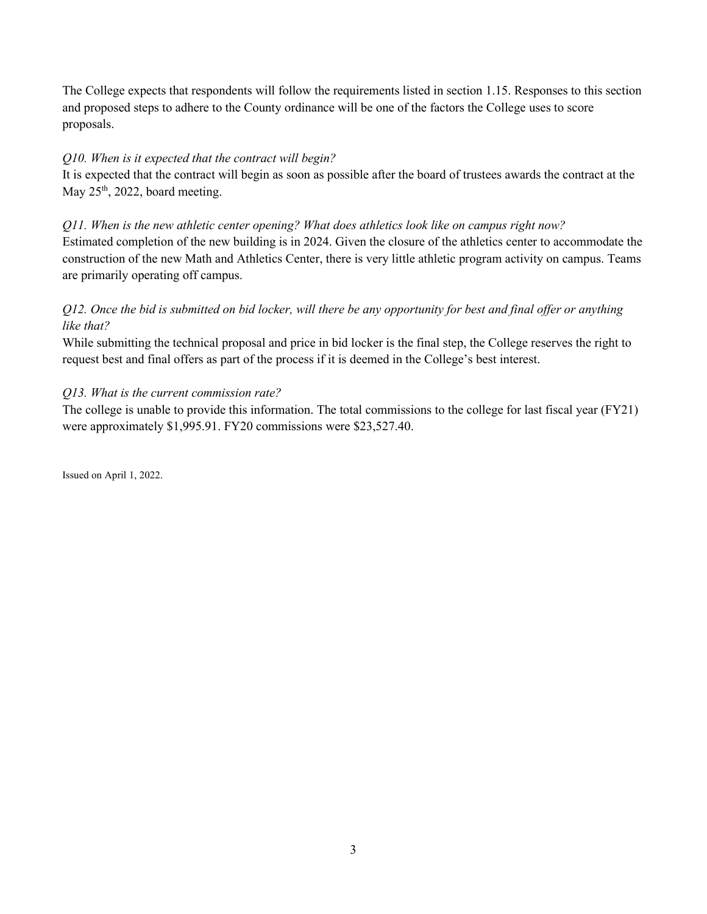The College expects that respondents will follow the requirements listed in section 1.15. Responses to this section and proposed steps to adhere to the County ordinance will be one of the factors the College uses to score proposals.

*Q10. When is it expected that the contract will begin?*

It is expected that the contract will begin as soon as possible after the board of trustees awards the contract at the May 25th, 2022, board meeting.

*Q11. When is the new athletic center opening? What does athletics look like on campus right now?*

Estimated completion of the new building is in 2024. Given the closure of the athletics center to accommodate the construction of the new Math and Athletics Center, there is very little athletic program activity on campus. Teams are primarily operating off campus.

*Q12. Once the bid is submitted on bid locker, will there be any opportunity for best and final offer or anything like that?*

While submitting the technical proposal and price in bid locker is the final step, the College reserves the right to request best and final offers as part of the process if it is deemed in the College's best interest.

*Q13. What is the current commission rate?*

The college is unable to provide this information. The total commissions to the college for last fiscal year (FY21) were approximately $1,995.91. FY20 commissions were $23,527.40.

Issued on April 1, 2022.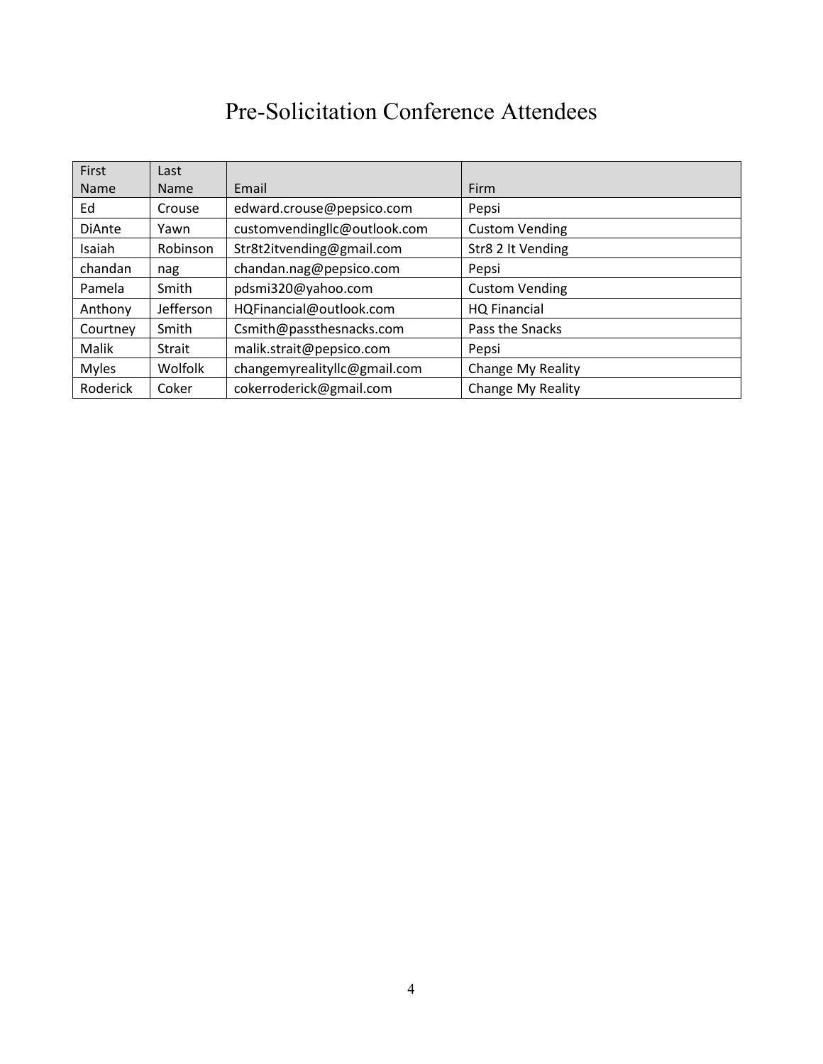# Pre-Solicitation Conference Attendees

| First Name | Last Name | Email | Firm |
|---|---|---|---|
| Ed | Crouse | edward.crouse@pepsico.com | Pepsi |
| DiAnte | Yawn | customvendingllc@outlook.com | Custom Vending |
| Isaiah | Robinson | Str8t2itvending@gmail.com | Str8 2 It Vending |
| chandan | nag | chandan.nag@pepsico.com | Pepsi |
| Pamela | Smith | pdsmi320@yahoo.com | Custom Vending |
| Anthony | Jefferson | HQFinancial@outlook.com | HQ Financial |
| Courtney | Smith | Csmith@passthesnacks.com | Pass the Snacks |
| Malik | Strait | malik.strait@pepsico.com | Pepsi |
| Myles | Wolfolk | changemyrealityllc@gmail.com | Change My Reality |
| Roderick | Coker | cokerroderick@gmail.com | Change My Reality |